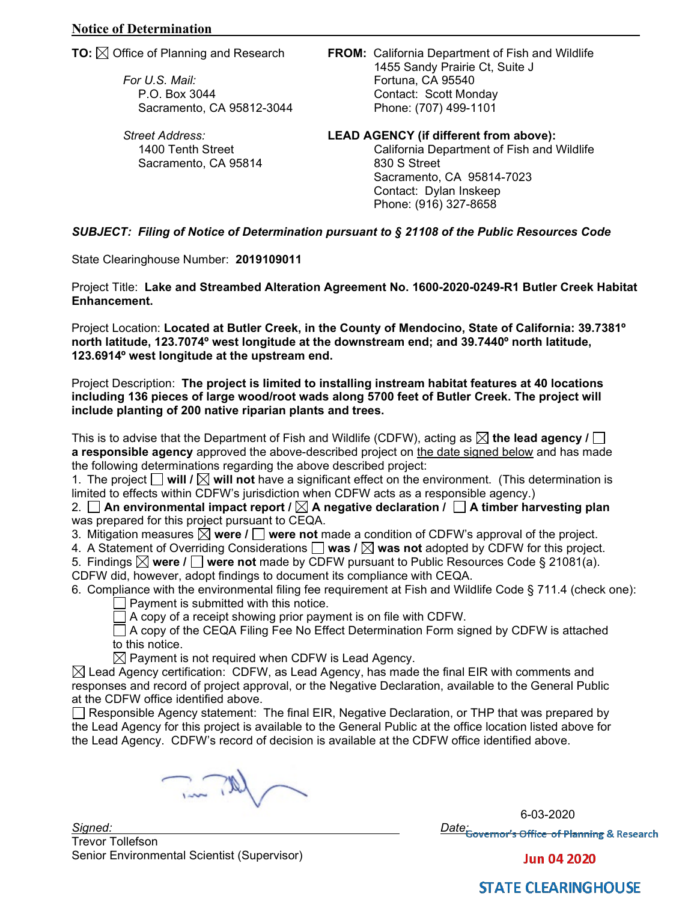## Notice of Determination

**TO:** ☒ Office of Planning and Research

*For U.S. Mail:*
P.O. Box 3044
Sacramento, CA 95812-3044

*Street Address:*
1400 Tenth Street
Sacramento, CA 95814

**FROM:** California Department of Fish and Wildlife
1455 Sandy Prairie Ct, Suite J
Fortuna, CA 95540
Contact: Scott Monday
Phone: (707) 499-1101

**LEAD AGENCY (if different from above):**
California Department of Fish and Wildlife
830 S Street
Sacramento, CA 95814-7023
Contact: Dylan Inskeep
Phone: (916) 327-8658

***SUBJECT: Filing of Notice of Determination pursuant to § 21108 of the Public Resources Code***

State Clearinghouse Number: **2019109011**

Project Title: **Lake and Streambed Alteration Agreement No. 1600-2020-0249-R1 Butler Creek Habitat Enhancement.**

Project Location: **Located at Butler Creek, in the County of Mendocino, State of California: 39.7381º north latitude, 123.7074º west longitude at the downstream end; and 39.7440º north latitude, 123.6914º west longitude at the upstream end.**

Project Description: **The project is limited to installing instream habitat features at 40 locations including 136 pieces of large wood/root wads along 5700 feet of Butler Creek. The project will include planting of 200 native riparian plants and trees.**

This is to advise that the Department of Fish and Wildlife (CDFW), acting as ☒ **the lead agency** / ☐ **a responsible agency** approved the above-described project on the date signed below and has made the following determinations regarding the above described project:

1. The project ☐ **will** / ☒ **will not** have a significant effect on the environment. (This determination is limited to effects within CDFW's jurisdiction when CDFW acts as a responsible agency.)
2. ☐ **An environmental impact report** / ☒ **A negative declaration** / ☐ **A timber harvesting plan** was prepared for this project pursuant to CEQA.
3. Mitigation measures ☒ **were** / ☐ **were not** made a condition of CDFW's approval of the project.
4. A Statement of Overriding Considerations ☐ **was** / ☒ **was not** adopted by CDFW for this project.
5. Findings ☒ **were** / ☐ **were not** made by CDFW pursuant to Public Resources Code § 21081(a). CDFW did, however, adopt findings to document its compliance with CEQA.
6. Compliance with the environmental filing fee requirement at Fish and Wildlife Code § 711.4 (check one):
   - ☐ Payment is submitted with this notice.
   - ☐ A copy of a receipt showing prior payment is on file with CDFW.
   - ☐ A copy of the CEQA Filing Fee No Effect Determination Form signed by CDFW is attached to this notice.
   - ☒ Payment is not required when CDFW is Lead Agency.

☒ Lead Agency certification: CDFW, as Lead Agency, has made the final EIR with comments and responses and record of project approval, or the Negative Declaration, available to the General Public at the CDFW office identified above.

☐ Responsible Agency statement: The final EIR, Negative Declaration, or THP that was prepared by the Lead Agency for this project is available to the General Public at the office location listed above for the Lead Agency. CDFW's record of decision is available at the CDFW office identified above.

*Signed:*
Trevor Tollefson
Senior Environmental Scientist (Supervisor)

*Date:* 6-03-2020

Governor's Office of Planning & Research
Jun 04 2020
STATE CLEARINGHOUSE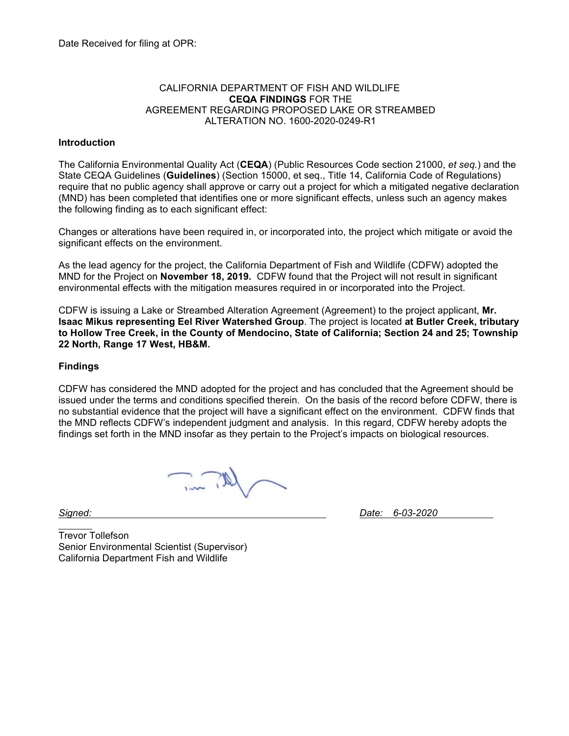Date Received for filing at OPR:

CALIFORNIA DEPARTMENT OF FISH AND WILDLIFE
**CEQA FINDINGS** FOR THE
AGREEMENT REGARDING PROPOSED LAKE OR STREAMBED
ALTERATION NO. 1600-2020-0249-R1

**Introduction**

The California Environmental Quality Act (**CEQA**) (Public Resources Code section 21000, *et seq.*) and the State CEQA Guidelines (**Guidelines**) (Section 15000, et seq., Title 14, California Code of Regulations) require that no public agency shall approve or carry out a project for which a mitigated negative declaration (MND) has been completed that identifies one or more significant effects, unless such an agency makes the following finding as to each significant effect:

Changes or alterations have been required in, or incorporated into, the project which mitigate or avoid the significant effects on the environment.

As the lead agency for the project, the California Department of Fish and Wildlife (CDFW) adopted the MND for the Project on **November 18, 2019.** CDFW found that the Project will not result in significant environmental effects with the mitigation measures required in or incorporated into the Project.

CDFW is issuing a Lake or Streambed Alteration Agreement (Agreement) to the project applicant, **Mr. Isaac Mikus representing Eel River Watershed Group**. The project is located **at Butler Creek, tributary to Hollow Tree Creek, in the County of Mendocino, State of California; Section 24 and 25; Township 22 North, Range 17 West, HB&M.**

**Findings**

CDFW has considered the MND adopted for the project and has concluded that the Agreement should be issued under the terms and conditions specified therein. On the basis of the record before CDFW, there is no substantial evidence that the project will have a significant effect on the environment. CDFW finds that the MND reflects CDFW's independent judgment and analysis. In this regard, CDFW hereby adopts the findings set forth in the MND insofar as they pertain to the Project's impacts on biological resources.

*Signed:* ______________________ *Date: 6-03-2020*

Trevor Tollefson
Senior Environmental Scientist (Supervisor)
California Department Fish and Wildlife